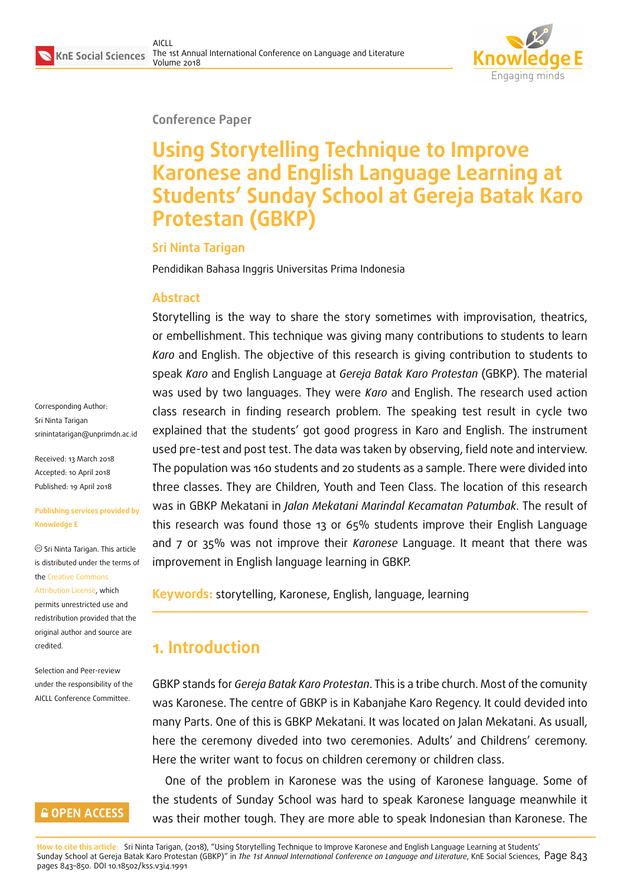Conference Paper

# Using Storytelling Technique to Improve Karonese and English Language Learning at Students' Sunday School at Gereja Batak Karo Protestan (GBKP)

**Sri Ninta Tarigan**

Pendidikan Bahasa Inggris Universitas Prima Indonesia

Corresponding Author:
Sri Ninta Tarigan
srinintatarigan@unprimdn.ac.id

Received: 13 March 2018
Accepted: 10 April 2018
Published: 19 April 2018

**Publishing services provided by Knowledge E**

© Sri Ninta Tarigan. This article is distributed under the terms of the Creative Commons Attribution License, which permits unrestricted use and redistribution provided that the original author and source are credited.

Selection and Peer-review under the responsibility of the AICLL Conference Committee.

## Abstract

Storytelling is the way to share the story sometimes with improvisation, theatrics, or embellishment. This technique was giving many contributions to students to learn *Karo* and English. The objective of this research is giving contribution to students to speak *Karo* and English Language at *Gereja Batak Karo Protestan* (GBKP). The material was used by two languages. They were *Karo* and English. The research used action class research in finding research problem. The speaking test result in cycle two explained that the students' got good progress in Karo and English. The instrument used pre-test and post test. The data was taken by observing, field note and interview. The population was 160 students and 20 students as a sample. There were divided into three classes. They are Children, Youth and Teen Class. The location of this research was in GBKP Mekatani in *Jalan Mekatani Marindal Kecamatan Patumbak*. The result of this research was found those 13 or 65% students improve their English Language and 7 or 35% was not improve their *Karonese* Language. It meant that there was improvement in English language learning in GBKP.

**Keywords:** storytelling, Karonese, English, language, learning

## 1. Introduction

GBKP stands for *Gereja Batak Karo Protestan*. This is a tribe church. Most of the comunity was Karonese. The centre of GBKP is in Kabanjahe Karo Regency. It could devided into many Parts. One of this is GBKP Mekatani. It was located on Jalan Mekatani. As usuall, here the ceremony diveded into two ceremonies. Adults' and Childrens' ceremony. Here the writer want to focus on children ceremony or children class.

One of the problem in Karonese was the using of Karonese language. Some of the students of Sunday School was hard to speak Karonese language meanwhile it was their mother tough. They are more able to speak Indonesian than Karonese. The

**How to cite this article:** Sri Ninta Tarigan, (2018), "Using Storytelling Technique to Improve Karonese and English Language Learning at Students' Sunday School at Gereja Batak Karo Protestan (GBKP)" in *The 1st Annual International Conference on Language and Literature*, KnE Social Sciences, pages 843–850. DOI 10.18502/kss.v3i4.1991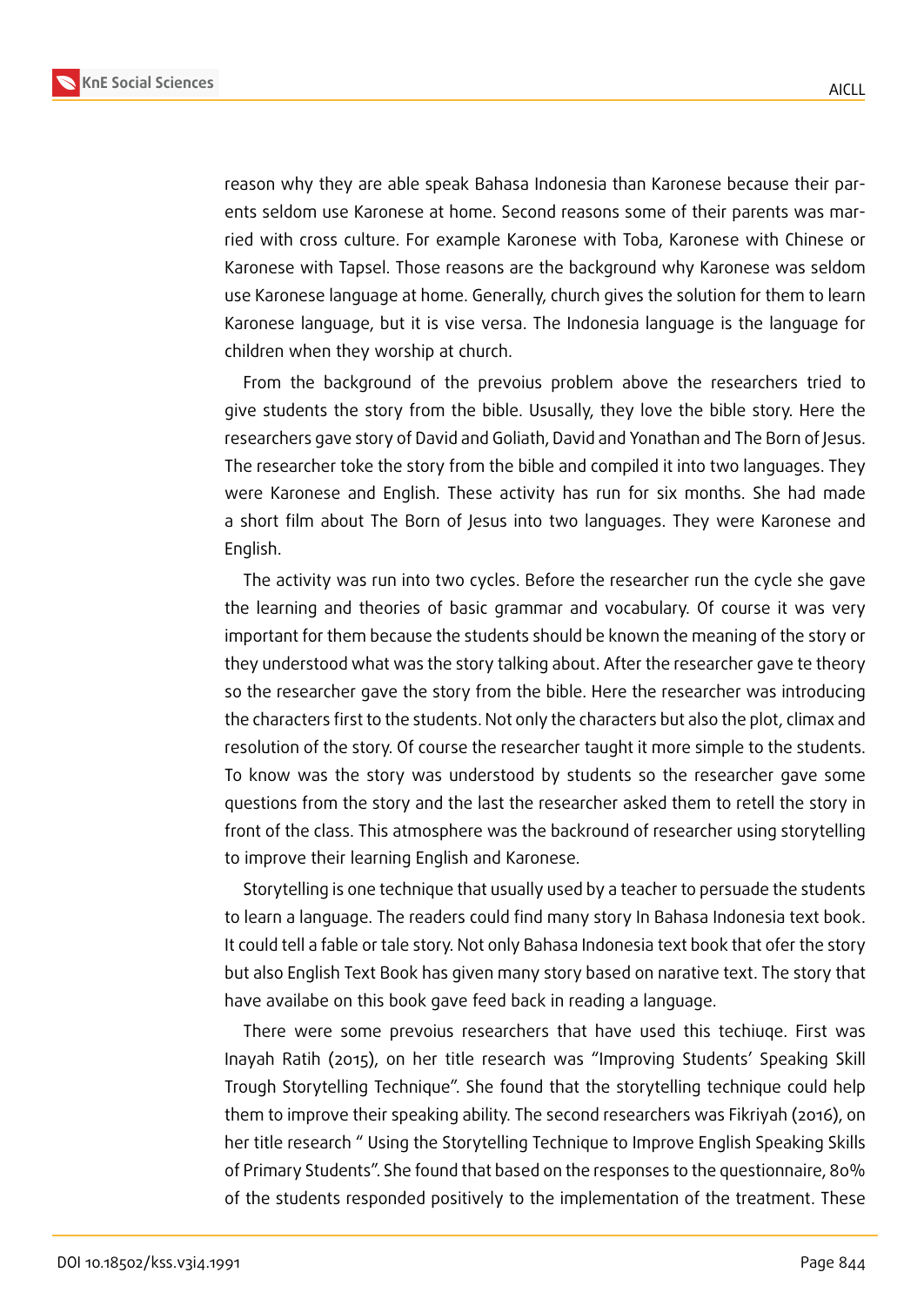reason why they are able speak Bahasa Indonesia than Karonese because their parents seldom use Karonese at home. Second reasons some of their parents was married with cross culture. For example Karonese with Toba, Karonese with Chinese or Karonese with Tapsel. Those reasons are the background why Karonese was seldom use Karonese language at home. Generally, church gives the solution for them to learn Karonese language, but it is vise versa. The Indonesia language is the language for children when they worship at church.

From the background of the prevoius problem above the researchers tried to give students the story from the bible. Ususally, they love the bible story. Here the researchers gave story of David and Goliath, David and Yonathan and The Born of Jesus. The researcher toke the story from the bible and compiled it into two languages. They were Karonese and English. These activity has run for six months. She had made a short film about The Born of Jesus into two languages. They were Karonese and English.

The activity was run into two cycles. Before the researcher run the cycle she gave the learning and theories of basic grammar and vocabulary. Of course it was very important for them because the students should be known the meaning of the story or they understood what was the story talking about. After the researcher gave te theory so the researcher gave the story from the bible. Here the researcher was introducing the characters first to the students. Not only the characters but also the plot, climax and resolution of the story. Of course the researcher taught it more simple to the students. To know was the story was understood by students so the researcher gave some questions from the story and the last the researcher asked them to retell the story in front of the class. This atmosphere was the backround of researcher using storytelling to improve their learning English and Karonese.

Storytelling is one technique that usually used by a teacher to persuade the students to learn a language. The readers could find many story In Bahasa Indonesia text book. It could tell a fable or tale story. Not only Bahasa Indonesia text book that ofer the story but also English Text Book has given many story based on narative text. The story that have availabe on this book gave feed back in reading a language.

There were some prevoius researchers that have used this techiuqe. First was Inayah Ratih (2015), on her title research was "Improving Students' Speaking Skill Trough Storytelling Technique". She found that the storytelling technique could help them to improve their speaking ability. The second researchers was Fikriyah (2016), on her title research " Using the Storytelling Technique to Improve English Speaking Skills of Primary Students". She found that based on the responses to the questionnaire, 80% of the students responded positively to the implementation of the treatment. These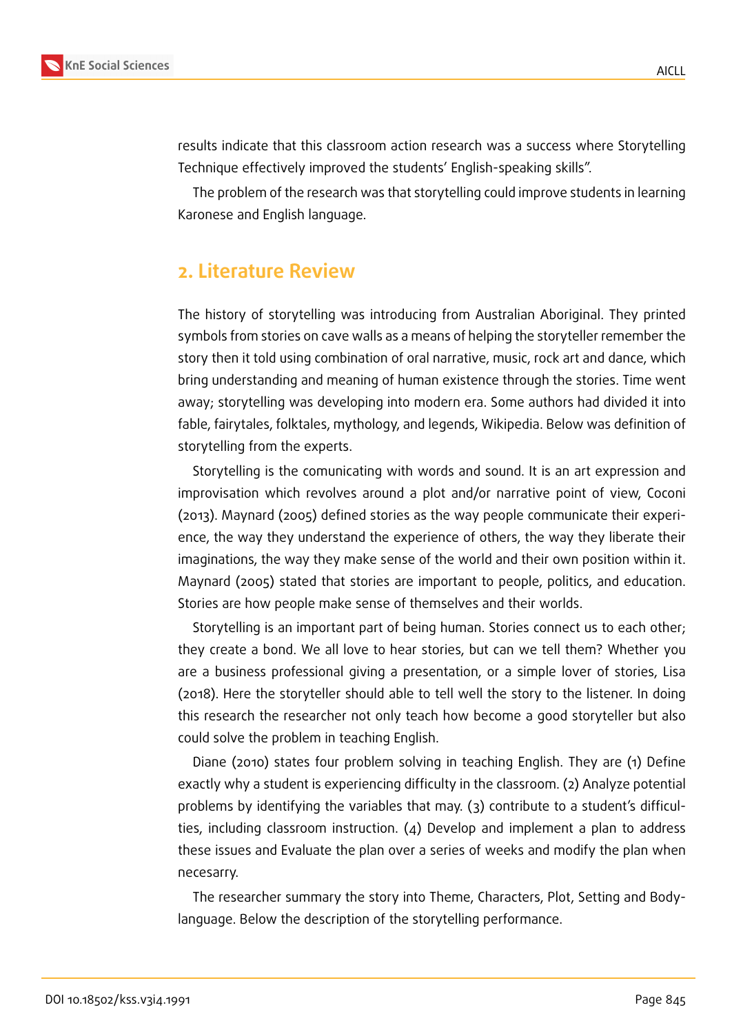results indicate that this classroom action research was a success where Storytelling Technique effectively improved the students' English-speaking skills".

The problem of the research was that storytelling could improve students in learning Karonese and English language.

## 2. Literature Review

The history of storytelling was introducing from Australian Aboriginal. They printed symbols from stories on cave walls as a means of helping the storyteller remember the story then it told using combination of oral narrative, music, rock art and dance, which bring understanding and meaning of human existence through the stories. Time went away; storytelling was developing into modern era. Some authors had divided it into fable, fairytales, folktales, mythology, and legends, Wikipedia. Below was definition of storytelling from the experts.

Storytelling is the comunicating with words and sound. It is an art expression and improvisation which revolves around a plot and/or narrative point of view, Coconi (2013). Maynard (2005) defined stories as the way people communicate their experience, the way they understand the experience of others, the way they liberate their imaginations, the way they make sense of the world and their own position within it. Maynard (2005) stated that stories are important to people, politics, and education. Stories are how people make sense of themselves and their worlds.

Storytelling is an important part of being human. Stories connect us to each other; they create a bond. We all love to hear stories, but can we tell them? Whether you are a business professional giving a presentation, or a simple lover of stories, Lisa (2018). Here the storyteller should able to tell well the story to the listener. In doing this research the researcher not only teach how become a good storyteller but also could solve the problem in teaching English.

Diane (2010) states four problem solving in teaching English. They are (1) Define exactly why a student is experiencing difficulty in the classroom. (2) Analyze potential problems by identifying the variables that may. (3) contribute to a student's difficulties, including classroom instruction. (4) Develop and implement a plan to address these issues and Evaluate the plan over a series of weeks and modify the plan when necesarry.

The researcher summary the story into Theme, Characters, Plot, Setting and Body-language. Below the description of the storytelling performance.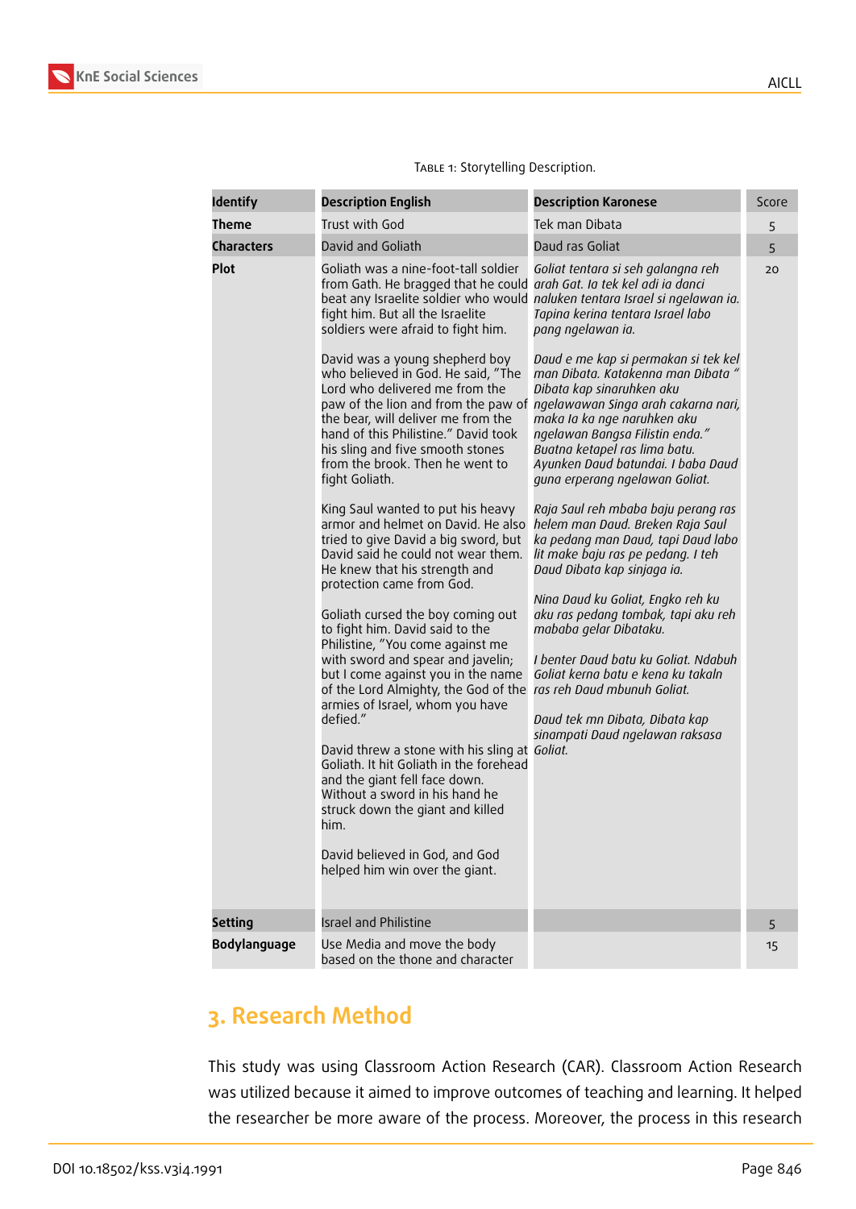Table 1: Storytelling Description.

| **Identify** | **Description English** | **Description Karonese** | Score |
|---|---|---|---|
| **Theme** | Trust with God | Tek man Dibata | 5 |
| **Characters** | David and Goliath | Daud ras Goliat | 5 |
| **Plot** | Goliath was a nine-foot-tall soldier from Gath. He bragged that he could beat any Israelite soldier who would fight him. But all the Israelite soldiers were afraid to fight him. David was a young shepherd boy who believed in God. He said, "The Lord who delivered me from the paw of the lion and from the paw of the bear, will deliver me from the hand of this Philistine." David took his sling and five smooth stones from the brook. Then he went to fight Goliath. King Saul wanted to put his heavy armor and helmet on David. He also tried to give David a big sword, but David said he could not wear them. He knew that his strength and protection came from God. Goliath cursed the boy coming out to fight him. David said to the Philistine, "You come against me with sword and spear and javelin; but I come against you in the name of the Lord Almighty, the God of the armies of Israel, whom you have defied." David threw a stone with his sling at Goliath. It hit Goliath in the forehead and the giant fell face down. Without a sword in his hand he struck down the giant and killed him. David believed in God, and God helped him win over the giant. | *Goliat tentara si seh galangna reh arah Gat. Ia tek kel adi ia danci naluken tentara Israel si ngelawan ia. Tapina kerina tentara Israel labo pang ngelawan ia. Daud e me kap si permakan si tek kel man Dibata. Katakenna man Dibata " Dibata kap sinaruhken aku ngelawawan Singa arah cakarna nari, maka Ia ka nge naruhken aku ngelawan Bangsa Filistin enda." Buatna ketapel ras lima batu. Ayunken Daud batundai. I baba Daud guna erperang ngelawan Goliat. Raja Saul reh mbaba baju perang ras helem man Daud. Breken Raja Saul ka pedang man Daud, tapi Daud labo lit make baju ras pe pedang. I teh Daud Dibata kap sinjaga ia. Nina Daud ku Goliat, Engko reh ku aku ras pedang tombak, tapi aku reh mababa gelar Dibataku. I benter Daud batu ku Goliat. Ndabuh Goliat kerna batu e kena ku takaln ras reh Daud mbunuh Goliat. Daud tek mn Dibata, Dibata kap sinampati Daud ngelawan raksasa Goliat.* | 20 |
| **Setting** | Israel and Philistine | | 5 |
| **Bodylanguage** | Use Media and move the body based on the thone and character | | 15 |

## 3. Research Method

This study was using Classroom Action Research (CAR). Classroom Action Research was utilized because it aimed to improve outcomes of teaching and learning. It helped the researcher be more aware of the process. Moreover, the process in this research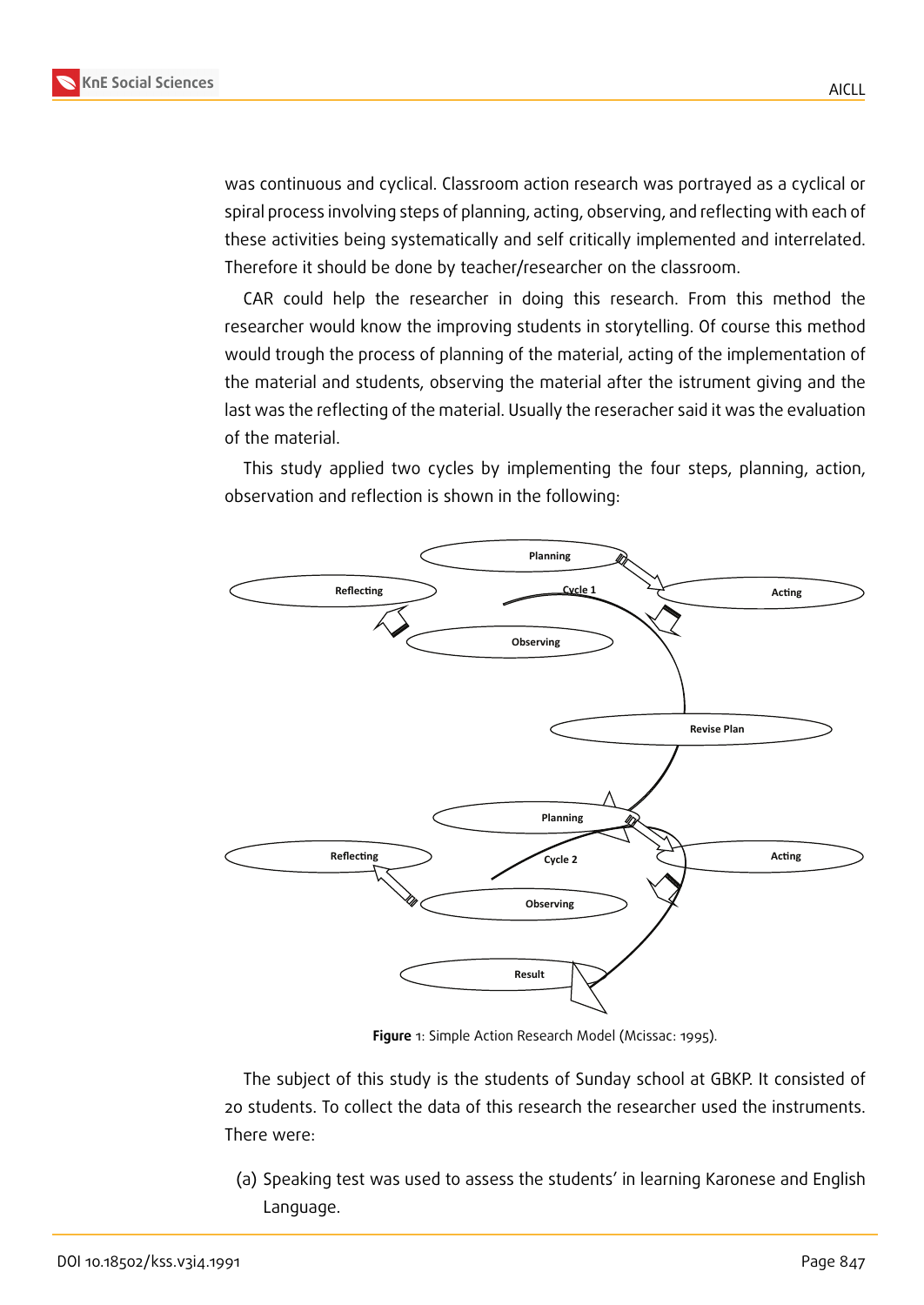was continuous and cyclical. Classroom action research was portrayed as a cyclical or spiral process involving steps of planning, acting, observing, and reflecting with each of these activities being systematically and self critically implemented and interrelated. Therefore it should be done by teacher/researcher on the classroom.

CAR could help the researcher in doing this research. From this method the researcher would know the improving students in storytelling. Of course this method would trough the process of planning of the material, acting of the implementation of the material and students, observing the material after the istrument giving and the last was the reflecting of the material. Usually the reseracher said it was the evaluation of the material.

This study applied two cycles by implementing the four steps, planning, action, observation and reflection is shown in the following:

Planning

Reflecting

Cycle 1

Acting

Observing

Revise Plan

Planning

Reflecting

Cycle 2

Acting

Observing

Result

**Figure** 1: Simple Action Research Model (Mcissac: 1995).

The subject of this study is the students of Sunday school at GBKP. It consisted of 20 students. To collect the data of this research the researcher used the instruments. There were:

(a) Speaking test was used to assess the students' in learning Karonese and English Language.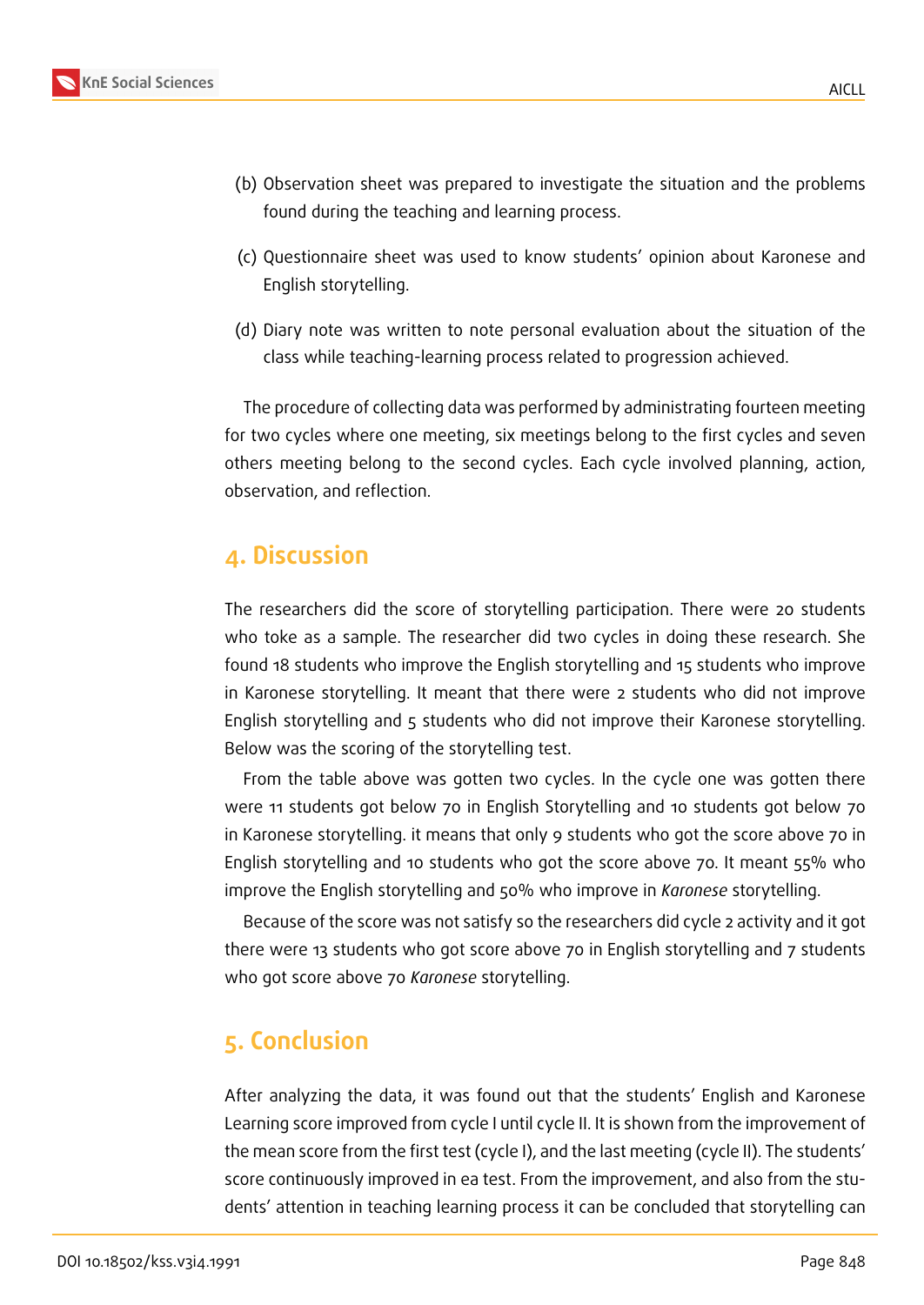(b) Observation sheet was prepared to investigate the situation and the problems found during the teaching and learning process.

(c) Questionnaire sheet was used to know students' opinion about Karonese and English storytelling.

(d) Diary note was written to note personal evaluation about the situation of the class while teaching-learning process related to progression achieved.

The procedure of collecting data was performed by administrating fourteen meeting for two cycles where one meeting, six meetings belong to the first cycles and seven others meeting belong to the second cycles. Each cycle involved planning, action, observation, and reflection.

## 4. Discussion

The researchers did the score of storytelling participation. There were 20 students who toke as a sample. The researcher did two cycles in doing these research. She found 18 students who improve the English storytelling and 15 students who improve in Karonese storytelling. It meant that there were 2 students who did not improve English storytelling and 5 students who did not improve their Karonese storytelling. Below was the scoring of the storytelling test.

From the table above was gotten two cycles. In the cycle one was gotten there were 11 students got below 70 in English Storytelling and 10 students got below 70 in Karonese storytelling. it means that only 9 students who got the score above 70 in English storytelling and 10 students who got the score above 70. It meant 55% who improve the English storytelling and 50% who improve in *Karonese* storytelling.

Because of the score was not satisfy so the researchers did cycle 2 activity and it got there were 13 students who got score above 70 in English storytelling and 7 students who got score above 70 *Karonese* storytelling.

## 5. Conclusion

After analyzing the data, it was found out that the students' English and Karonese Learning score improved from cycle I until cycle II. It is shown from the improvement of the mean score from the first test (cycle I), and the last meeting (cycle II). The students' score continuously improved in ea test. From the improvement, and also from the students' attention in teaching learning process it can be concluded that storytelling can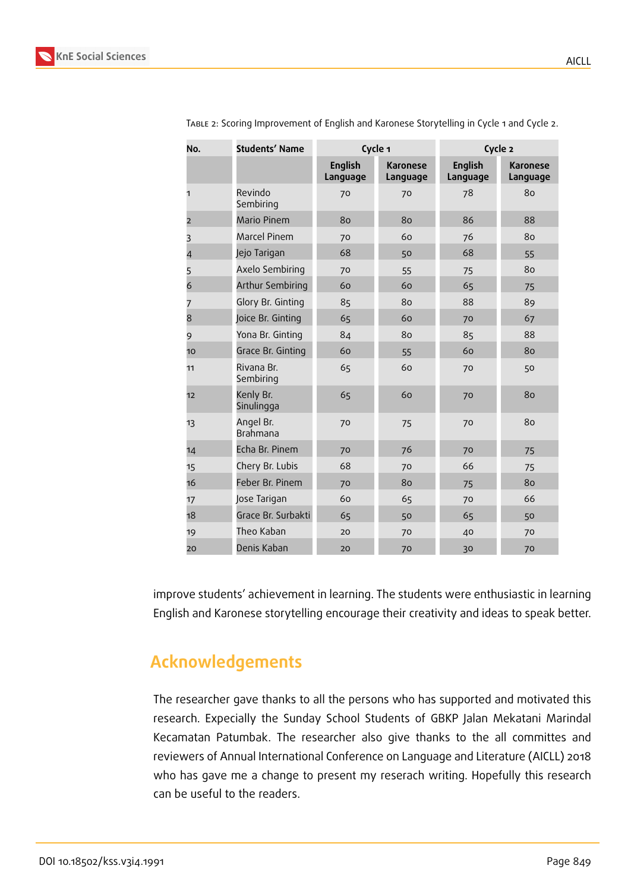Table 2: Scoring Improvement of English and Karonese Storytelling in Cycle 1 and Cycle 2.

| No. | Students' Name | Cycle 1 | | Cycle 2 | |
|---|---|---|---|---|---|
| | | English Language | Karonese Language | English Language | Karonese Language |
| 1 | Revindo Sembiring | 70 | 70 | 78 | 80 |
| 2 | Mario Pinem | 80 | 80 | 86 | 88 |
| 3 | Marcel Pinem | 70 | 60 | 76 | 80 |
| 4 | Jejo Tarigan | 68 | 50 | 68 | 55 |
| 5 | Axelo Sembiring | 70 | 55 | 75 | 80 |
| 6 | Arthur Sembiring | 60 | 60 | 65 | 75 |
| 7 | Glory Br. Ginting | 85 | 80 | 88 | 89 |
| 8 | Joice Br. Ginting | 65 | 60 | 70 | 67 |
| 9 | Yona Br. Ginting | 84 | 80 | 85 | 88 |
| 10 | Grace Br. Ginting | 60 | 55 | 60 | 80 |
| 11 | Rivana Br. Sembiring | 65 | 60 | 70 | 50 |
| 12 | Kenly Br. Sinulingga | 65 | 60 | 70 | 80 |
| 13 | Angel Br. Brahmana | 70 | 75 | 70 | 80 |
| 14 | Echa Br. Pinem | 70 | 76 | 70 | 75 |
| 15 | Chery Br. Lubis | 68 | 70 | 66 | 75 |
| 16 | Feber Br. Pinem | 70 | 80 | 75 | 80 |
| 17 | Jose Tarigan | 60 | 65 | 70 | 66 |
| 18 | Grace Br. Surbakti | 65 | 50 | 65 | 50 |
| 19 | Theo Kaban | 20 | 70 | 40 | 70 |
| 20 | Denis Kaban | 20 | 70 | 30 | 70 |

improve students' achievement in learning. The students were enthusiastic in learning English and Karonese storytelling encourage their creativity and ideas to speak better.

## Acknowledgements

The researcher gave thanks to all the persons who has supported and motivated this research. Expecially the Sunday School Students of GBKP Jalan Mekatani Marindal Kecamatan Patumbak. The researcher also give thanks to the all committes and reviewers of Annual International Conference on Language and Literature (AICLL) 2018 who has gave me a change to present my reserach writing. Hopefully this research can be useful to the readers.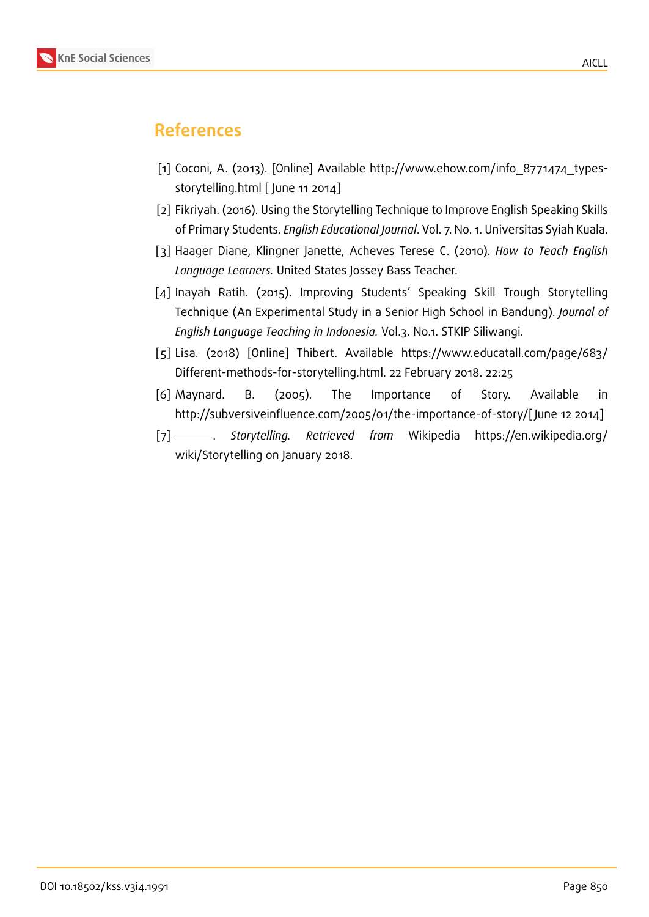## References

[1] Coconi, A. (2013). [Online] Available http://www.ehow.com/info_8771474_types-storytelling.html [ June 11 2014]

[2] Fikriyah. (2016). Using the Storytelling Technique to Improve English Speaking Skills of Primary Students. *English Educational Journal*. Vol. 7. No. 1. Universitas Syiah Kuala.

[3] Haager Diane, Klingner Janette, Acheves Terese C. (2010). *How to Teach English Language Learners.* United States Jossey Bass Teacher.

[4] Inayah Ratih. (2015). Improving Students' Speaking Skill Trough Storytelling Technique (An Experimental Study in a Senior High School in Bandung). *Journal of English Language Teaching in Indonesia.* Vol.3. No.1. STKIP Siliwangi.

[5] Lisa. (2018) [Online] Thibert. Available https://www.educatall.com/page/683/Different-methods-for-storytelling.html. 22 February 2018. 22:25

[6] Maynard. B. (2005). The Importance of Story. Available in http://subversiveinfluence.com/2005/01/the-importance-of-story/[June 12 2014]

[7] ______. *Storytelling. Retrieved from* Wikipedia https://en.wikipedia.org/wiki/Storytelling on January 2018.